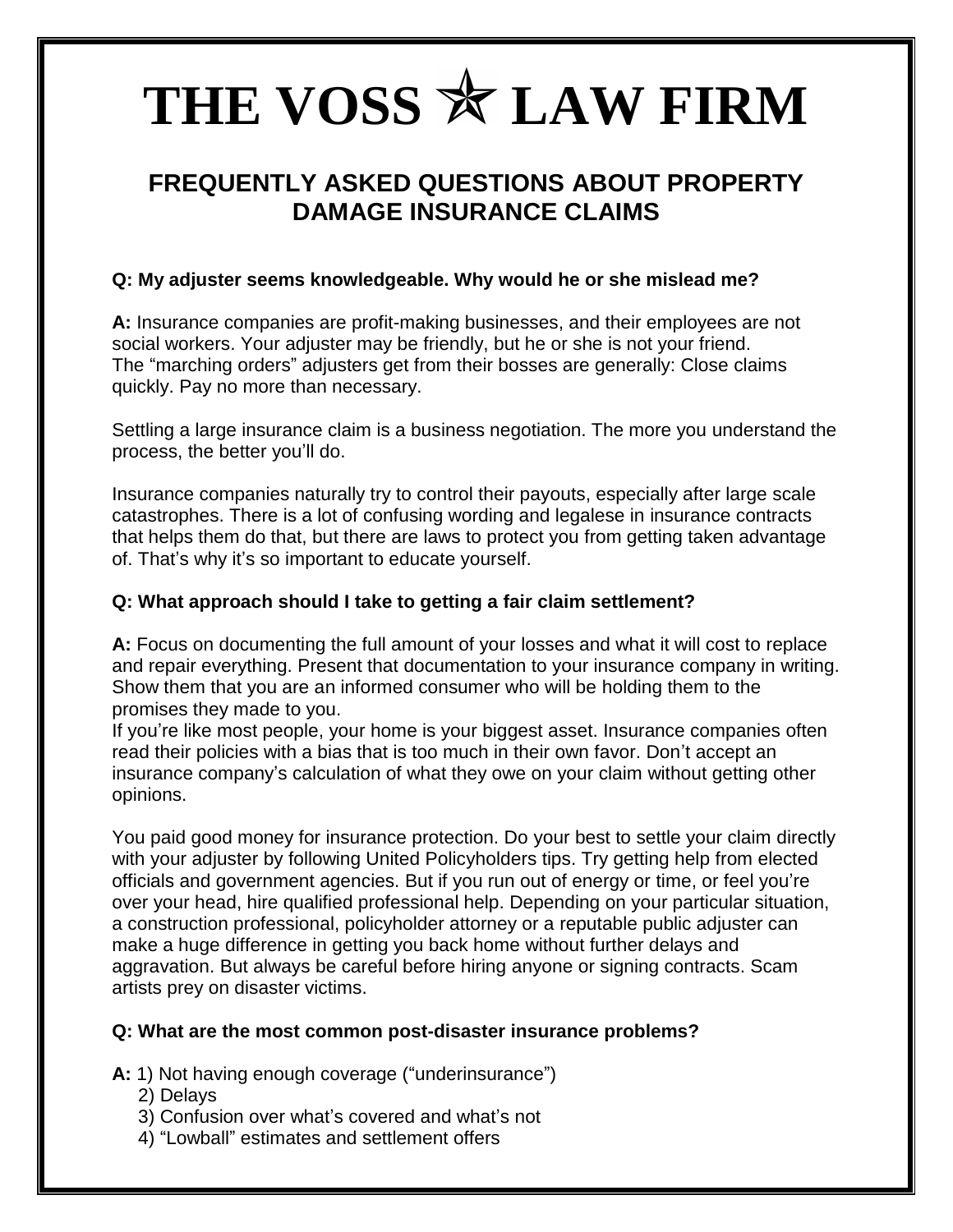# THE VOSS ✯ LAW FIRM

## FREQUENTLY ASKED QUESTIONS ABOUT PROPERTY DAMAGE INSURANCE CLAIMS

**Q: My adjuster seems knowledgeable. Why would he or she mislead me?**

**A:** Insurance companies are profit-making businesses, and their employees are not social workers. Your adjuster may be friendly, but he or she is not your friend. The "marching orders" adjusters get from their bosses are generally: Close claims quickly. Pay no more than necessary.

Settling a large insurance claim is a business negotiation. The more you understand the process, the better you'll do.

Insurance companies naturally try to control their payouts, especially after large scale catastrophes. There is a lot of confusing wording and legalese in insurance contracts that helps them do that, but there are laws to protect you from getting taken advantage of. That's why it's so important to educate yourself.

**Q: What approach should I take to getting a fair claim settlement?**

**A:** Focus on documenting the full amount of your losses and what it will cost to replace and repair everything. Present that documentation to your insurance company in writing. Show them that you are an informed consumer who will be holding them to the promises they made to you.

If you're like most people, your home is your biggest asset. Insurance companies often read their policies with a bias that is too much in their own favor. Don't accept an insurance company's calculation of what they owe on your claim without getting other opinions.

You paid good money for insurance protection. Do your best to settle your claim directly with your adjuster by following United Policyholders tips. Try getting help from elected officials and government agencies. But if you run out of energy or time, or feel you're over your head, hire qualified professional help. Depending on your particular situation, a construction professional, policyholder attorney or a reputable public adjuster can make a huge difference in getting you back home without further delays and aggravation. But always be careful before hiring anyone or signing contracts. Scam artists prey on disaster victims.

**Q: What are the most common post-disaster insurance problems?**

**A:**
1) Not having enough coverage ("underinsurance")
2) Delays
3) Confusion over what's covered and what's not
4) "Lowball" estimates and settlement offers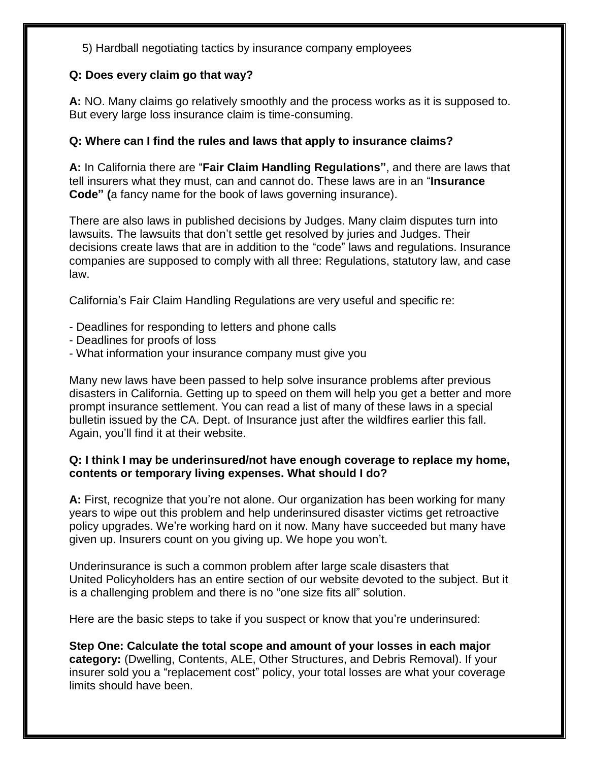5) Hardball negotiating tactics by insurance company employees

**Q: Does every claim go that way?**

**A:** NO. Many claims go relatively smoothly and the process works as it is supposed to. But every large loss insurance claim is time-consuming.

**Q: Where can I find the rules and laws that apply to insurance claims?**

**A:** In California there are "**Fair Claim Handling Regulations"**, and there are laws that tell insurers what they must, can and cannot do. These laws are in an "**Insurance Code" (**a fancy name for the book of laws governing insurance).

There are also laws in published decisions by Judges. Many claim disputes turn into lawsuits. The lawsuits that don't settle get resolved by juries and Judges. Their decisions create laws that are in addition to the "code" laws and regulations. Insurance companies are supposed to comply with all three: Regulations, statutory law, and case law.

California's Fair Claim Handling Regulations are very useful and specific re:

- Deadlines for responding to letters and phone calls
- Deadlines for proofs of loss
- What information your insurance company must give you

Many new laws have been passed to help solve insurance problems after previous disasters in California. Getting up to speed on them will help you get a better and more prompt insurance settlement. You can read a list of many of these laws in a special bulletin issued by the CA. Dept. of Insurance just after the wildfires earlier this fall. Again, you'll find it at their website.

**Q: I think I may be underinsured/not have enough coverage to replace my home, contents or temporary living expenses. What should I do?**

**A:** First, recognize that you're not alone. Our organization has been working for many years to wipe out this problem and help underinsured disaster victims get retroactive policy upgrades. We're working hard on it now. Many have succeeded but many have given up. Insurers count on you giving up. We hope you won't.

Underinsurance is such a common problem after large scale disasters that United Policyholders has an entire section of our website devoted to the subject. But it is a challenging problem and there is no "one size fits all" solution.

Here are the basic steps to take if you suspect or know that you're underinsured:

**Step One: Calculate the total scope and amount of your losses in each major category:** (Dwelling, Contents, ALE, Other Structures, and Debris Removal). If your insurer sold you a "replacement cost" policy, your total losses are what your coverage limits should have been.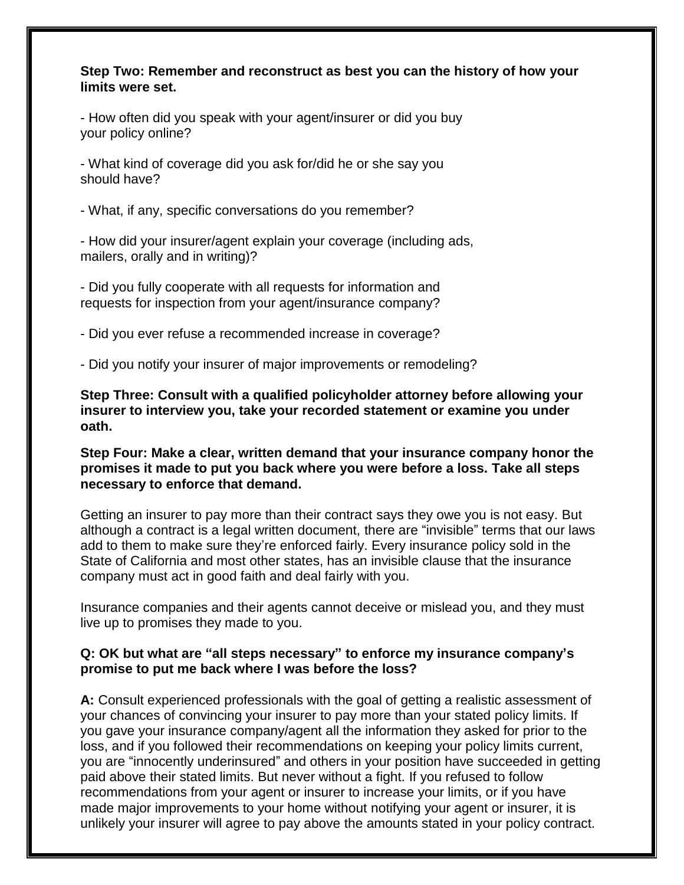**Step Two: Remember and reconstruct as best you can the history of how your limits were set.**

- How often did you speak with your agent/insurer or did you buy your policy online?

- What kind of coverage did you ask for/did he or she say you should have?

- What, if any, specific conversations do you remember?

- How did your insurer/agent explain your coverage (including ads, mailers, orally and in writing)?

- Did you fully cooperate with all requests for information and requests for inspection from your agent/insurance company?

- Did you ever refuse a recommended increase in coverage?

- Did you notify your insurer of major improvements or remodeling?

**Step Three: Consult with a qualified policyholder attorney before allowing your insurer to interview you, take your recorded statement or examine you under oath.**

**Step Four: Make a clear, written demand that your insurance company honor the promises it made to put you back where you were before a loss. Take all steps necessary to enforce that demand.**

Getting an insurer to pay more than their contract says they owe you is not easy. But although a contract is a legal written document, there are "invisible" terms that our laws add to them to make sure they're enforced fairly. Every insurance policy sold in the State of California and most other states, has an invisible clause that the insurance company must act in good faith and deal fairly with you.

Insurance companies and their agents cannot deceive or mislead you, and they must live up to promises they made to you.

**Q: OK but what are "all steps necessary" to enforce my insurance company's promise to put me back where I was before the loss?**

**A:** Consult experienced professionals with the goal of getting a realistic assessment of your chances of convincing your insurer to pay more than your stated policy limits. If you gave your insurance company/agent all the information they asked for prior to the loss, and if you followed their recommendations on keeping your policy limits current, you are "innocently underinsured" and others in your position have succeeded in getting paid above their stated limits. But never without a fight. If you refused to follow recommendations from your agent or insurer to increase your limits, or if you have made major improvements to your home without notifying your agent or insurer, it is unlikely your insurer will agree to pay above the amounts stated in your policy contract.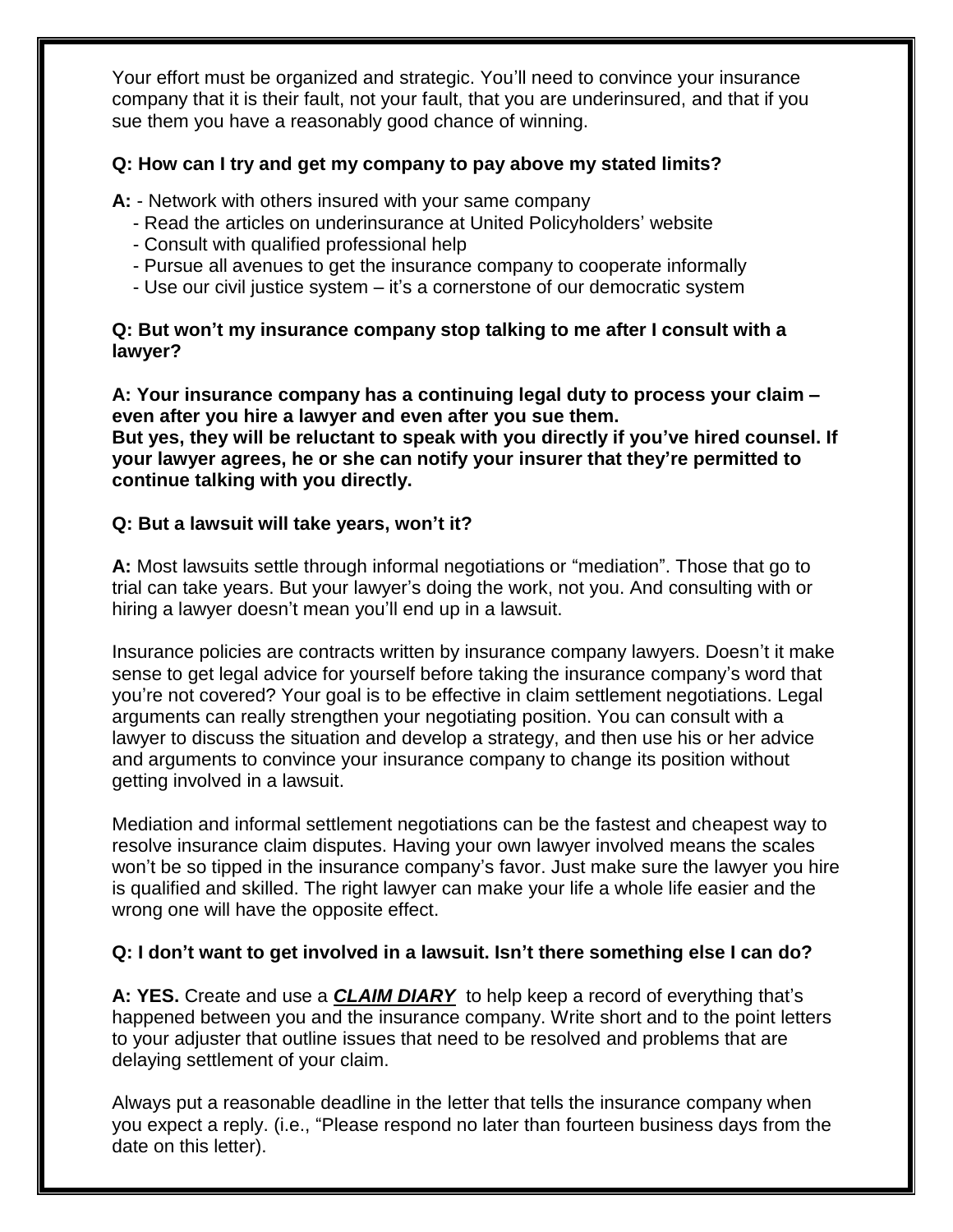Your effort must be organized and strategic. You'll need to convince your insurance company that it is their fault, not your fault, that you are underinsured, and that if you sue them you have a reasonably good chance of winning.

**Q: How can I try and get my company to pay above my stated limits?**

**A:** - Network with others insured with your same company
- Read the articles on underinsurance at United Policyholders' website
- Consult with qualified professional help
- Pursue all avenues to get the insurance company to cooperate informally
- Use our civil justice system – it's a cornerstone of our democratic system

**Q: But won't my insurance company stop talking to me after I consult with a lawyer?**

**A: Your insurance company has a continuing legal duty to process your claim – even after you hire a lawyer and even after you sue them.**
**But yes, they will be reluctant to speak with you directly if you've hired counsel. If your lawyer agrees, he or she can notify your insurer that they're permitted to continue talking with you directly.**

**Q: But a lawsuit will take years, won't it?**

**A:** Most lawsuits settle through informal negotiations or "mediation". Those that go to trial can take years. But your lawyer's doing the work, not you. And consulting with or hiring a lawyer doesn't mean you'll end up in a lawsuit.

Insurance policies are contracts written by insurance company lawyers. Doesn't it make sense to get legal advice for yourself before taking the insurance company's word that you're not covered? Your goal is to be effective in claim settlement negotiations. Legal arguments can really strengthen your negotiating position. You can consult with a lawyer to discuss the situation and develop a strategy, and then use his or her advice and arguments to convince your insurance company to change its position without getting involved in a lawsuit.

Mediation and informal settlement negotiations can be the fastest and cheapest way to resolve insurance claim disputes. Having your own lawyer involved means the scales won't be so tipped in the insurance company's favor. Just make sure the lawyer you hire is qualified and skilled. The right lawyer can make your life a whole life easier and the wrong one will have the opposite effect.

**Q: I don't want to get involved in a lawsuit. Isn't there something else I can do?**

**A: YES.** Create and use a ***CLAIM DIARY*** to help keep a record of everything that's happened between you and the insurance company. Write short and to the point letters to your adjuster that outline issues that need to be resolved and problems that are delaying settlement of your claim.

Always put a reasonable deadline in the letter that tells the insurance company when you expect a reply. (i.e., "Please respond no later than fourteen business days from the date on this letter).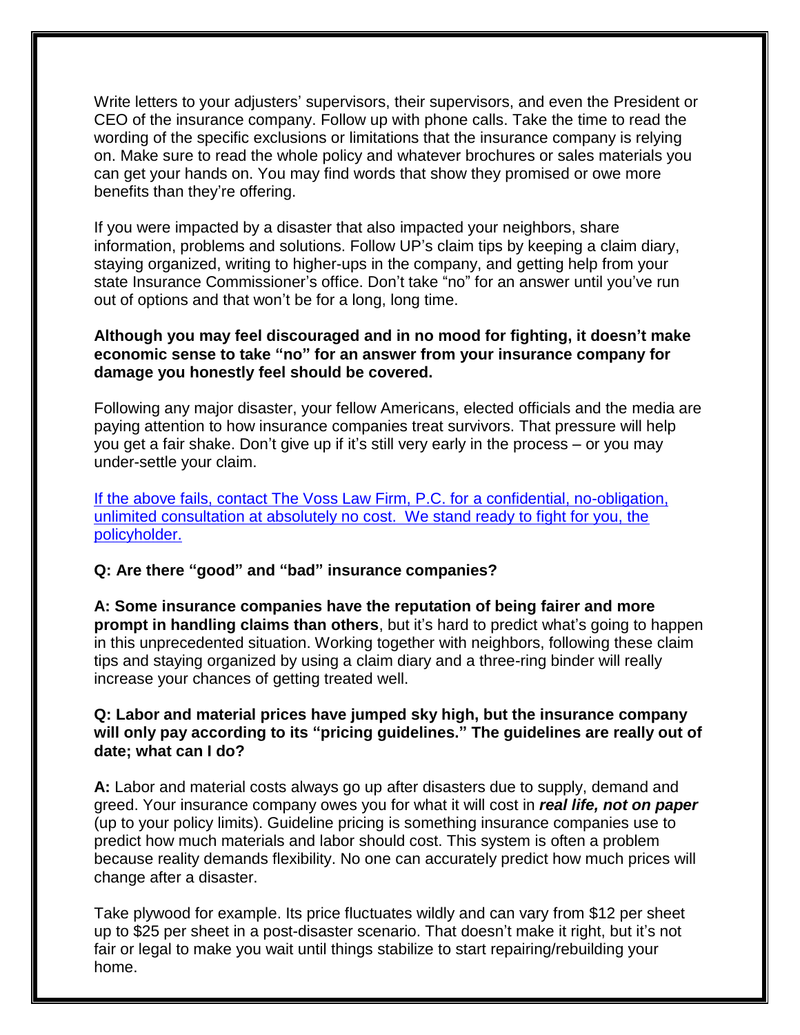Write letters to your adjusters' supervisors, their supervisors, and even the President or CEO of the insurance company. Follow up with phone calls. Take the time to read the wording of the specific exclusions or limitations that the insurance company is relying on. Make sure to read the whole policy and whatever brochures or sales materials you can get your hands on. You may find words that show they promised or owe more benefits than they're offering.

If you were impacted by a disaster that also impacted your neighbors, share information, problems and solutions. Follow UP's claim tips by keeping a claim diary, staying organized, writing to higher-ups in the company, and getting help from your state Insurance Commissioner's office. Don't take "no" for an answer until you've run out of options and that won't be for a long, long time.

**Although you may feel discouraged and in no mood for fighting, it doesn't make economic sense to take "no" for an answer from your insurance company for damage you honestly feel should be covered.**

Following any major disaster, your fellow Americans, elected officials and the media are paying attention to how insurance companies treat survivors. That pressure will help you get a fair shake. Don't give up if it's still very early in the process – or you may under-settle your claim.

If the above fails, contact The Voss Law Firm, P.C. for a confidential, no-obligation, unlimited consultation at absolutely no cost. We stand ready to fight for you, the policyholder.

**Q: Are there "good" and "bad" insurance companies?**

**A: Some insurance companies have the reputation of being fairer and more prompt in handling claims than others**, but it's hard to predict what's going to happen in this unprecedented situation. Working together with neighbors, following these claim tips and staying organized by using a claim diary and a three-ring binder will really increase your chances of getting treated well.

**Q: Labor and material prices have jumped sky high, but the insurance company will only pay according to its "pricing guidelines." The guidelines are really out of date; what can I do?**

**A:** Labor and material costs always go up after disasters due to supply, demand and greed. Your insurance company owes you for what it will cost in ***real life, not on paper*** (up to your policy limits). Guideline pricing is something insurance companies use to predict how much materials and labor should cost. This system is often a problem because reality demands flexibility. No one can accurately predict how much prices will change after a disaster.

Take plywood for example. Its price fluctuates wildly and can vary from $12 per sheet up to $25 per sheet in a post-disaster scenario. That doesn't make it right, but it's not fair or legal to make you wait until things stabilize to start repairing/rebuilding your home.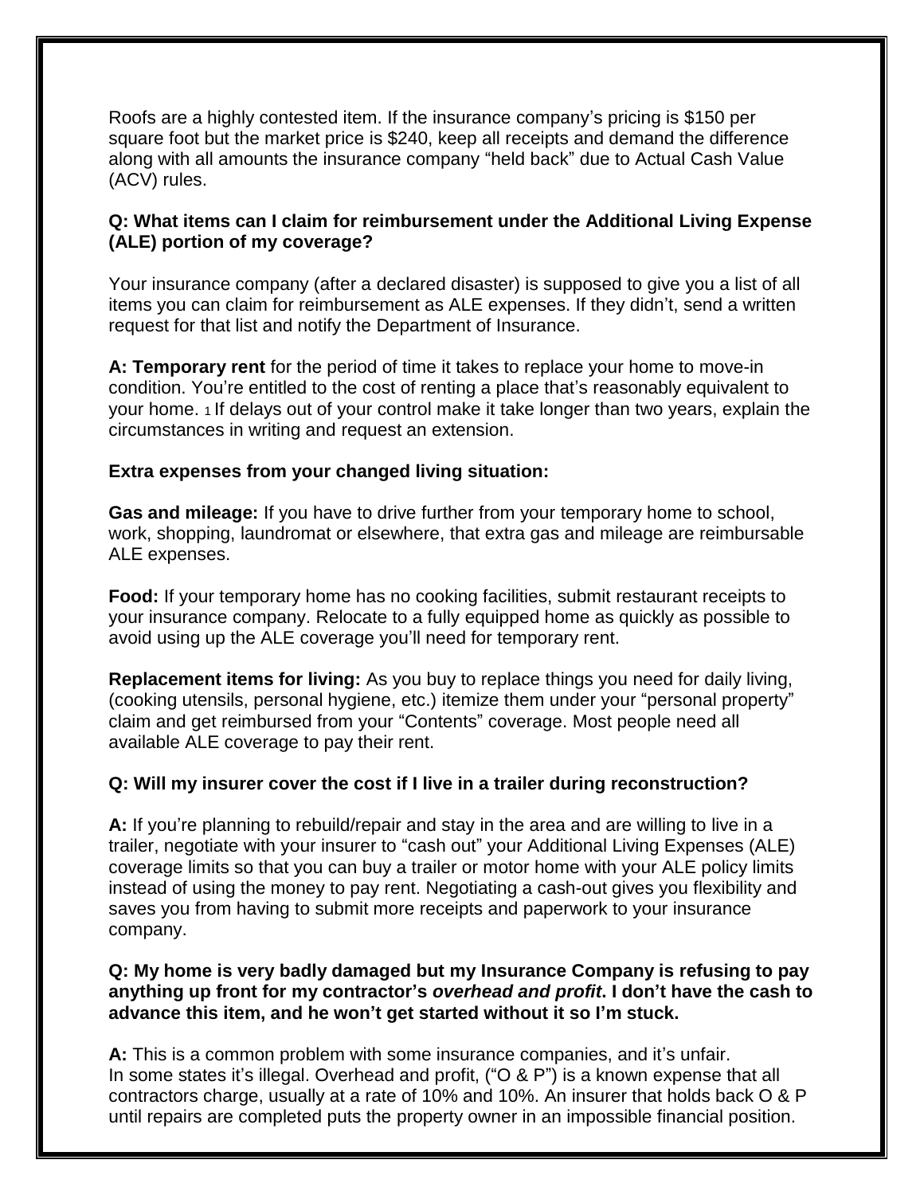Roofs are a highly contested item. If the insurance company's pricing is $150 per square foot but the market price is $240, keep all receipts and demand the difference along with all amounts the insurance company "held back" due to Actual Cash Value (ACV) rules.

**Q: What items can I claim for reimbursement under the Additional Living Expense (ALE) portion of my coverage?**

Your insurance company (after a declared disaster) is supposed to give you a list of all items you can claim for reimbursement as ALE expenses. If they didn't, send a written request for that list and notify the Department of Insurance.

**A: Temporary rent** for the period of time it takes to replace your home to move-in condition. You're entitled to the cost of renting a place that's reasonably equivalent to your home. [1] If delays out of your control make it take longer than two years, explain the circumstances in writing and request an extension.

**Extra expenses from your changed living situation:**

**Gas and mileage:** If you have to drive further from your temporary home to school, work, shopping, laundromat or elsewhere, that extra gas and mileage are reimbursable ALE expenses.

**Food:** If your temporary home has no cooking facilities, submit restaurant receipts to your insurance company. Relocate to a fully equipped home as quickly as possible to avoid using up the ALE coverage you'll need for temporary rent.

**Replacement items for living:** As you buy to replace things you need for daily living, (cooking utensils, personal hygiene, etc.) itemize them under your "personal property" claim and get reimbursed from your "Contents" coverage. Most people need all available ALE coverage to pay their rent.

**Q: Will my insurer cover the cost if I live in a trailer during reconstruction?**

**A:** If you're planning to rebuild/repair and stay in the area and are willing to live in a trailer, negotiate with your insurer to "cash out" your Additional Living Expenses (ALE) coverage limits so that you can buy a trailer or motor home with your ALE policy limits instead of using the money to pay rent. Negotiating a cash-out gives you flexibility and saves you from having to submit more receipts and paperwork to your insurance company.

**Q: My home is very badly damaged but my Insurance Company is refusing to pay anything up front for my contractor's *overhead and profit*. I don't have the cash to advance this item, and he won't get started without it so I'm stuck.**

**A:** This is a common problem with some insurance companies, and it's unfair. In some states it's illegal. Overhead and profit, ("O & P") is a known expense that all contractors charge, usually at a rate of 10% and 10%. An insurer that holds back O & P until repairs are completed puts the property owner in an impossible financial position.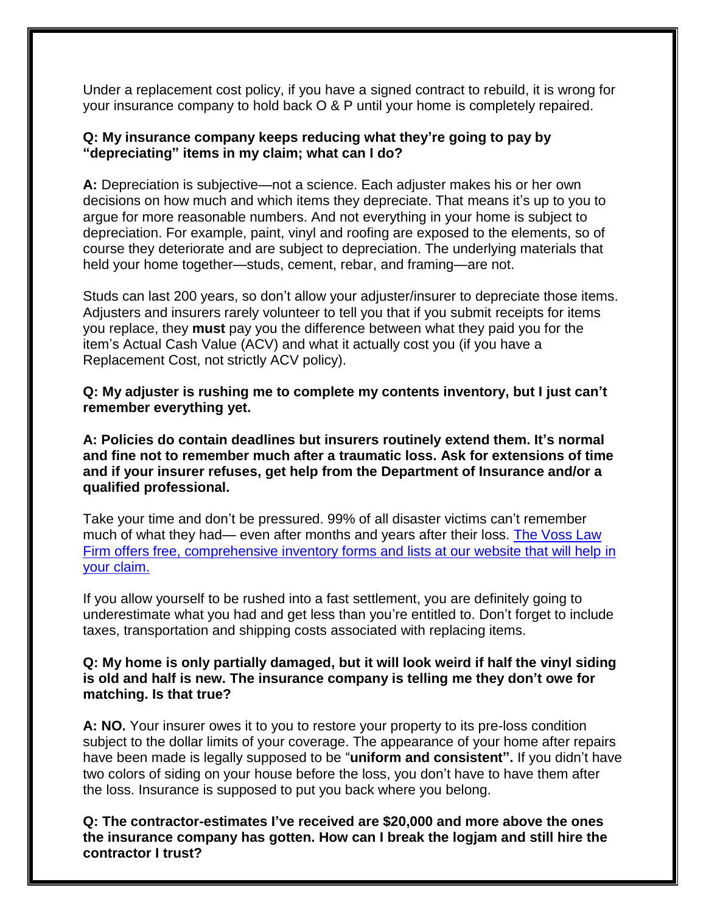Under a replacement cost policy, if you have a signed contract to rebuild, it is wrong for your insurance company to hold back O & P until your home is completely repaired.

**Q: My insurance company keeps reducing what they're going to pay by "depreciating" items in my claim; what can I do?**

**A:** Depreciation is subjective—not a science. Each adjuster makes his or her own decisions on how much and which items they depreciate. That means it's up to you to argue for more reasonable numbers. And not everything in your home is subject to depreciation. For example, paint, vinyl and roofing are exposed to the elements, so of course they deteriorate and are subject to depreciation. The underlying materials that held your home together—studs, cement, rebar, and framing—are not.

Studs can last 200 years, so don't allow your adjuster/insurer to depreciate those items. Adjusters and insurers rarely volunteer to tell you that if you submit receipts for items you replace, they **must** pay you the difference between what they paid you for the item's Actual Cash Value (ACV) and what it actually cost you (if you have a Replacement Cost, not strictly ACV policy).

**Q: My adjuster is rushing me to complete my contents inventory, but I just can't remember everything yet.**

**A: Policies do contain deadlines but insurers routinely extend them. It's normal and fine not to remember much after a traumatic loss. Ask for extensions of time and if your insurer refuses, get help from the Department of Insurance and/or a qualified professional.**

Take your time and don't be pressured. 99% of all disaster victims can't remember much of what they had— even after months and years after their loss. The Voss Law Firm offers free, comprehensive inventory forms and lists at our website that will help in your claim.

If you allow yourself to be rushed into a fast settlement, you are definitely going to underestimate what you had and get less than you're entitled to. Don't forget to include taxes, transportation and shipping costs associated with replacing items.

**Q: My home is only partially damaged, but it will look weird if half the vinyl siding is old and half is new. The insurance company is telling me they don't owe for matching. Is that true?**

**A: NO.** Your insurer owes it to you to restore your property to its pre-loss condition subject to the dollar limits of your coverage. The appearance of your home after repairs have been made is legally supposed to be "**uniform and consistent".** If you didn't have two colors of siding on your house before the loss, you don't have to have them after the loss. Insurance is supposed to put you back where you belong.

**Q: The contractor-estimates I've received are $20,000 and more above the ones the insurance company has gotten. How can I break the logjam and still hire the contractor I trust?**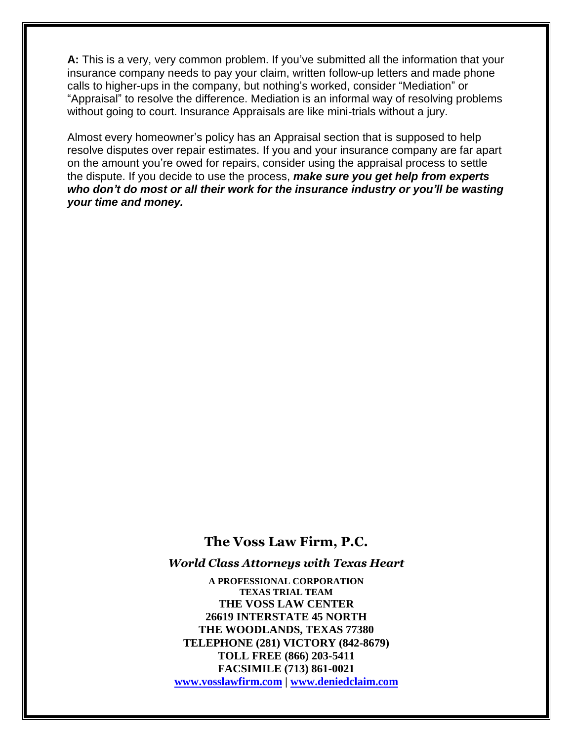**A:** This is a very, very common problem. If you've submitted all the information that your insurance company needs to pay your claim, written follow-up letters and made phone calls to higher-ups in the company, but nothing's worked, consider "Mediation" or "Appraisal" to resolve the difference. Mediation is an informal way of resolving problems without going to court. Insurance Appraisals are like mini-trials without a jury.

Almost every homeowner's policy has an Appraisal section that is supposed to help resolve disputes over repair estimates. If you and your insurance company are far apart on the amount you're owed for repairs, consider using the appraisal process to settle the dispute. If you decide to use the process, ***make sure you get help from experts who don't do most or all their work for the insurance industry or you'll be wasting your time and money.***

**The Voss Law Firm, P.C.**

***World Class Attorneys with Texas Heart***

**A PROFESSIONAL CORPORATION**
**TEXAS TRIAL TEAM**
**THE VOSS LAW CENTER**
**26619 INTERSTATE 45 NORTH**
**THE WOODLANDS, TEXAS 77380**
**TELEPHONE (281) VICTORY (842-8679)**
**TOLL FREE (866) 203-5411**
**FACSIMILE (713) 861-0021**
**www.vosslawfirm.com | www.deniedclaim.com**